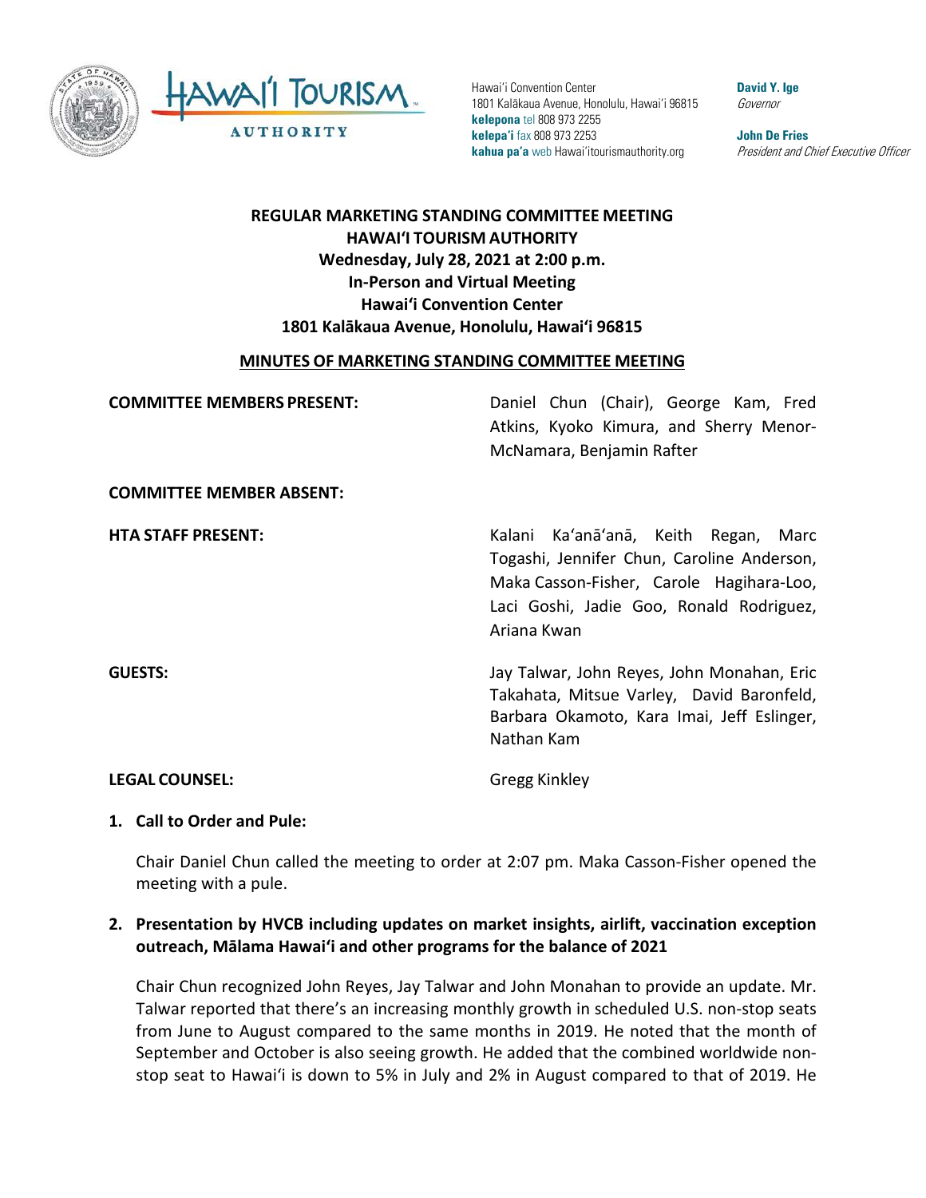Hawai'i Convention Center
1801 Kalākaua Avenue, Honolulu, Hawai'i 96815
**kelepona** tel 808 973 2255
**kelepa'i** fax 808 973 2253
**kahua pa'a** web Hawai'itourismauthority.org

**David Y. Ige**
*Governor*

**John De Fries**
*President and Chief Executive Officer*

# REGULAR MARKETING STANDING COMMITTEE MEETING
# HAWAIʻI TOURISM AUTHORITY
## Wednesday, July 28, 2021 at 2:00 p.m.
## In-Person and Virtual Meeting
## Hawaiʻi Convention Center
## 1801 Kalākaua Avenue, Honolulu, Hawaiʻi 96815

## MINUTES OF MARKETING STANDING COMMITTEE MEETING

**COMMITTEE MEMBERS PRESENT:** Daniel Chun (Chair), George Kam, Fred Atkins, Kyoko Kimura, and Sherry Menor-McNamara, Benjamin Rafter

**COMMITTEE MEMBER ABSENT:**

**HTA STAFF PRESENT:** Kalani Kaʻanāʻanā, Keith Regan, Marc Togashi, Jennifer Chun, Caroline Anderson, Maka Casson-Fisher, Carole Hagihara-Loo, Laci Goshi, Jadie Goo, Ronald Rodriguez, Ariana Kwan

**GUESTS:** Jay Talwar, John Reyes, John Monahan, Eric Takahata, Mitsue Varley, David Baronfeld, Barbara Okamoto, Kara Imai, Jeff Eslinger, Nathan Kam

**LEGAL COUNSEL:** Gregg Kinkley

**1. Call to Order and Pule:**

Chair Daniel Chun called the meeting to order at 2:07 pm. Maka Casson-Fisher opened the meeting with a pule.

**2. Presentation by HVCB including updates on market insights, airlift, vaccination exception outreach, Mālama Hawaiʻi and other programs for the balance of 2021**

Chair Chun recognized John Reyes, Jay Talwar and John Monahan to provide an update. Mr. Talwar reported that there's an increasing monthly growth in scheduled U.S. non-stop seats from June to August compared to the same months in 2019. He noted that the month of September and October is also seeing growth. He added that the combined worldwide non-stop seat to Hawaiʻi is down to 5% in July and 2% in August compared to that of 2019. He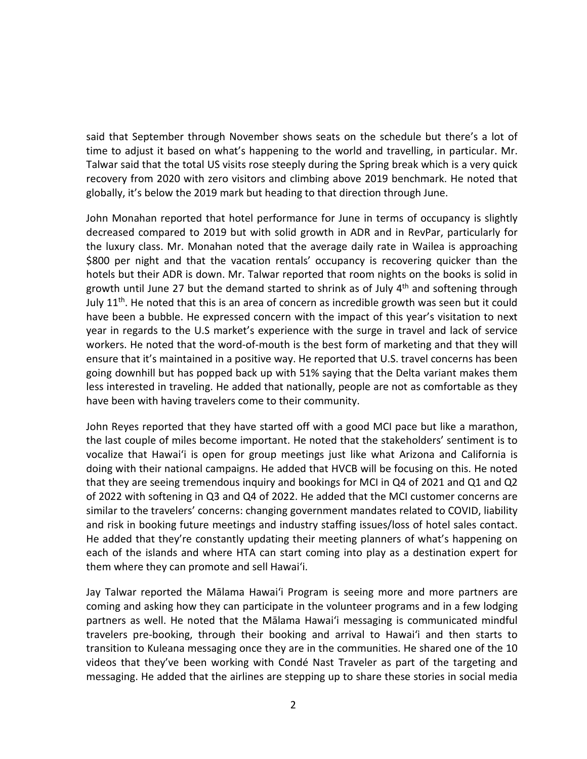said that September through November shows seats on the schedule but there's a lot of time to adjust it based on what's happening to the world and travelling, in particular. Mr. Talwar said that the total US visits rose steeply during the Spring break which is a very quick recovery from 2020 with zero visitors and climbing above 2019 benchmark. He noted that globally, it's below the 2019 mark but heading to that direction through June.

John Monahan reported that hotel performance for June in terms of occupancy is slightly decreased compared to 2019 but with solid growth in ADR and in RevPar, particularly for the luxury class. Mr. Monahan noted that the average daily rate in Wailea is approaching \$800 per night and that the vacation rentals' occupancy is recovering quicker than the hotels but their ADR is down. Mr. Talwar reported that room nights on the books is solid in growth until June 27 but the demand started to shrink as of July 4th and softening through July 11th. He noted that this is an area of concern as incredible growth was seen but it could have been a bubble. He expressed concern with the impact of this year's visitation to next year in regards to the U.S market's experience with the surge in travel and lack of service workers. He noted that the word-of-mouth is the best form of marketing and that they will ensure that it's maintained in a positive way. He reported that U.S. travel concerns has been going downhill but has popped back up with 51% saying that the Delta variant makes them less interested in traveling. He added that nationally, people are not as comfortable as they have been with having travelers come to their community.

John Reyes reported that they have started off with a good MCI pace but like a marathon, the last couple of miles become important. He noted that the stakeholders' sentiment is to vocalize that Hawaiʻi is open for group meetings just like what Arizona and California is doing with their national campaigns. He added that HVCB will be focusing on this. He noted that they are seeing tremendous inquiry and bookings for MCI in Q4 of 2021 and Q1 and Q2 of 2022 with softening in Q3 and Q4 of 2022. He added that the MCI customer concerns are similar to the travelers' concerns: changing government mandates related to COVID, liability and risk in booking future meetings and industry staffing issues/loss of hotel sales contact. He added that they're constantly updating their meeting planners of what's happening on each of the islands and where HTA can start coming into play as a destination expert for them where they can promote and sell Hawaiʻi.

Jay Talwar reported the Mālama Hawaiʻi Program is seeing more and more partners are coming and asking how they can participate in the volunteer programs and in a few lodging partners as well. He noted that the Mālama Hawaiʻi messaging is communicated mindful travelers pre-booking, through their booking and arrival to Hawaiʻi and then starts to transition to Kuleana messaging once they are in the communities. He shared one of the 10 videos that they've been working with Condé Nast Traveler as part of the targeting and messaging. He added that the airlines are stepping up to share these stories in social media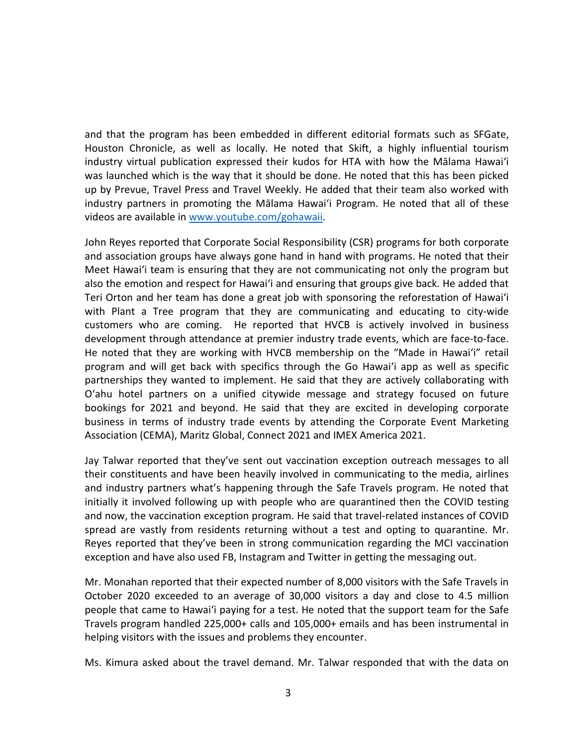and that the program has been embedded in different editorial formats such as SFGate, Houston Chronicle, as well as locally. He noted that Skift, a highly influential tourism industry virtual publication expressed their kudos for HTA with how the Mālama Hawaiʻi was launched which is the way that it should be done. He noted that this has been picked up by Prevue, Travel Press and Travel Weekly. He added that their team also worked with industry partners in promoting the Mālama Hawaiʻi Program. He noted that all of these videos are available in [www.youtube.com/gohawaii](www.youtube.com/gohawaii).

John Reyes reported that Corporate Social Responsibility (CSR) programs for both corporate and association groups have always gone hand in hand with programs. He noted that their Meet Hawaiʻi team is ensuring that they are not communicating not only the program but also the emotion and respect for Hawaiʻi and ensuring that groups give back. He added that Teri Orton and her team has done a great job with sponsoring the reforestation of Hawaiʻi with Plant a Tree program that they are communicating and educating to city-wide customers who are coming. He reported that HVCB is actively involved in business development through attendance at premier industry trade events, which are face-to-face. He noted that they are working with HVCB membership on the "Made in Hawaiʻi" retail program and will get back with specifics through the Go Hawaiʻi app as well as specific partnerships they wanted to implement. He said that they are actively collaborating with Oʻahu hotel partners on a unified citywide message and strategy focused on future bookings for 2021 and beyond. He said that they are excited in developing corporate business in terms of industry trade events by attending the Corporate Event Marketing Association (CEMA), Maritz Global, Connect 2021 and IMEX America 2021.

Jay Talwar reported that they've sent out vaccination exception outreach messages to all their constituents and have been heavily involved in communicating to the media, airlines and industry partners what's happening through the Safe Travels program. He noted that initially it involved following up with people who are quarantined then the COVID testing and now, the vaccination exception program. He said that travel-related instances of COVID spread are vastly from residents returning without a test and opting to quarantine. Mr. Reyes reported that they've been in strong communication regarding the MCI vaccination exception and have also used FB, Instagram and Twitter in getting the messaging out.

Mr. Monahan reported that their expected number of 8,000 visitors with the Safe Travels in October 2020 exceeded to an average of 30,000 visitors a day and close to 4.5 million people that came to Hawaiʻi paying for a test. He noted that the support team for the Safe Travels program handled 225,000+ calls and 105,000+ emails and has been instrumental in helping visitors with the issues and problems they encounter.

Ms. Kimura asked about the travel demand. Mr. Talwar responded that with the data on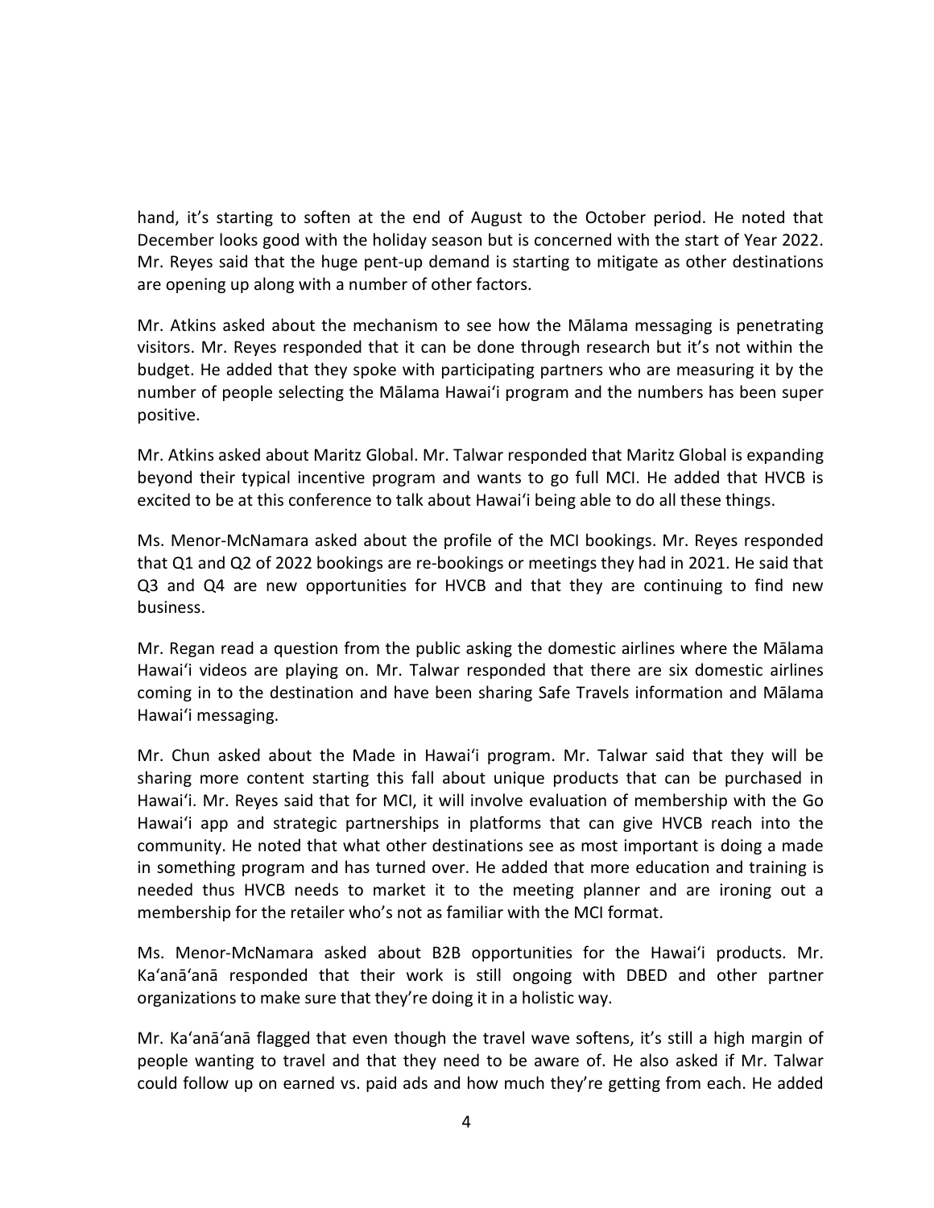hand, it's starting to soften at the end of August to the October period. He noted that December looks good with the holiday season but is concerned with the start of Year 2022. Mr. Reyes said that the huge pent-up demand is starting to mitigate as other destinations are opening up along with a number of other factors.

Mr. Atkins asked about the mechanism to see how the Mālama messaging is penetrating visitors. Mr. Reyes responded that it can be done through research but it's not within the budget. He added that they spoke with participating partners who are measuring it by the number of people selecting the Mālama Hawai'i program and the numbers has been super positive.

Mr. Atkins asked about Maritz Global. Mr. Talwar responded that Maritz Global is expanding beyond their typical incentive program and wants to go full MCI. He added that HVCB is excited to be at this conference to talk about Hawai'i being able to do all these things.

Ms. Menor-McNamara asked about the profile of the MCI bookings. Mr. Reyes responded that Q1 and Q2 of 2022 bookings are re-bookings or meetings they had in 2021. He said that Q3 and Q4 are new opportunities for HVCB and that they are continuing to find new business.

Mr. Regan read a question from the public asking the domestic airlines where the Mālama Hawai'i videos are playing on. Mr. Talwar responded that there are six domestic airlines coming in to the destination and have been sharing Safe Travels information and Mālama Hawai'i messaging.

Mr. Chun asked about the Made in Hawai'i program. Mr. Talwar said that they will be sharing more content starting this fall about unique products that can be purchased in Hawai'i. Mr. Reyes said that for MCI, it will involve evaluation of membership with the Go Hawai'i app and strategic partnerships in platforms that can give HVCB reach into the community. He noted that what other destinations see as most important is doing a made in something program and has turned over. He added that more education and training is needed thus HVCB needs to market it to the meeting planner and are ironing out a membership for the retailer who's not as familiar with the MCI format.

Ms. Menor-McNamara asked about B2B opportunities for the Hawai'i products. Mr. Ka'anā'anā responded that their work is still ongoing with DBED and other partner organizations to make sure that they're doing it in a holistic way.

Mr. Ka'anā'anā flagged that even though the travel wave softens, it's still a high margin of people wanting to travel and that they need to be aware of. He also asked if Mr. Talwar could follow up on earned vs. paid ads and how much they're getting from each. He added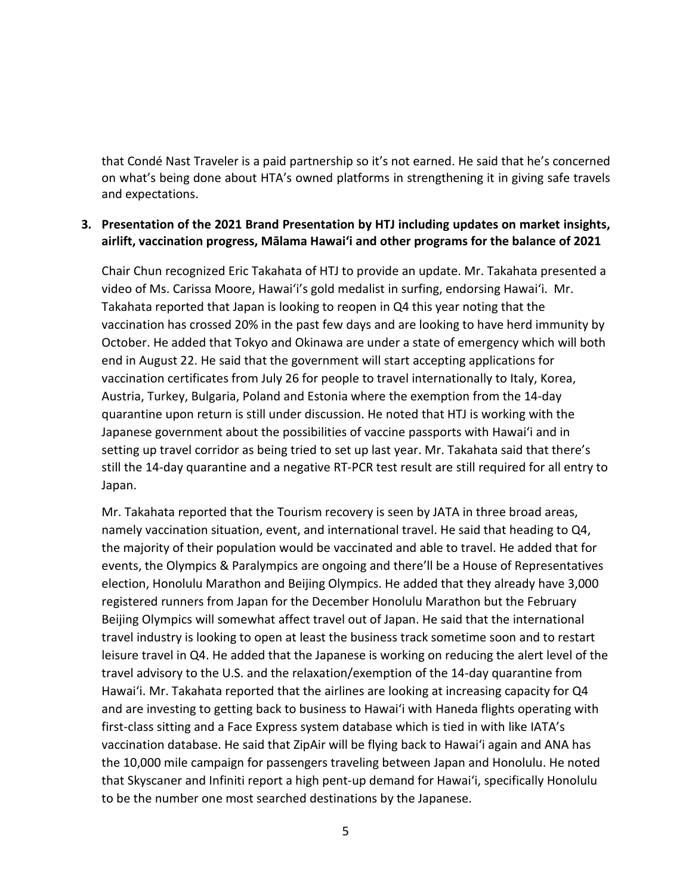that Condé Nast Traveler is a paid partnership so it's not earned. He said that he's concerned on what's being done about HTA's owned platforms in strengthening it in giving safe travels and expectations.

**3. Presentation of the 2021 Brand Presentation by HTJ including updates on market insights, airlift, vaccination progress, Mālama Hawaiʻi and other programs for the balance of 2021**

Chair Chun recognized Eric Takahata of HTJ to provide an update. Mr. Takahata presented a video of Ms. Carissa Moore, Hawaiʻi's gold medalist in surfing, endorsing Hawaiʻi. Mr. Takahata reported that Japan is looking to reopen in Q4 this year noting that the vaccination has crossed 20% in the past few days and are looking to have herd immunity by October. He added that Tokyo and Okinawa are under a state of emergency which will both end in August 22. He said that the government will start accepting applications for vaccination certificates from July 26 for people to travel internationally to Italy, Korea, Austria, Turkey, Bulgaria, Poland and Estonia where the exemption from the 14-day quarantine upon return is still under discussion. He noted that HTJ is working with the Japanese government about the possibilities of vaccine passports with Hawaiʻi and in setting up travel corridor as being tried to set up last year. Mr. Takahata said that there's still the 14-day quarantine and a negative RT-PCR test result are still required for all entry to Japan.

Mr. Takahata reported that the Tourism recovery is seen by JATA in three broad areas, namely vaccination situation, event, and international travel. He said that heading to Q4, the majority of their population would be vaccinated and able to travel. He added that for events, the Olympics & Paralympics are ongoing and there'll be a House of Representatives election, Honolulu Marathon and Beijing Olympics. He added that they already have 3,000 registered runners from Japan for the December Honolulu Marathon but the February Beijing Olympics will somewhat affect travel out of Japan. He said that the international travel industry is looking to open at least the business track sometime soon and to restart leisure travel in Q4. He added that the Japanese is working on reducing the alert level of the travel advisory to the U.S. and the relaxation/exemption of the 14-day quarantine from Hawaiʻi. Mr. Takahata reported that the airlines are looking at increasing capacity for Q4 and are investing to getting back to business to Hawaiʻi with Haneda flights operating with first-class sitting and a Face Express system database which is tied in with like IATA's vaccination database. He said that ZipAir will be flying back to Hawaiʻi again and ANA has the 10,000 mile campaign for passengers traveling between Japan and Honolulu. He noted that Skyscaner and Infiniti report a high pent-up demand for Hawaiʻi, specifically Honolulu to be the number one most searched destinations by the Japanese.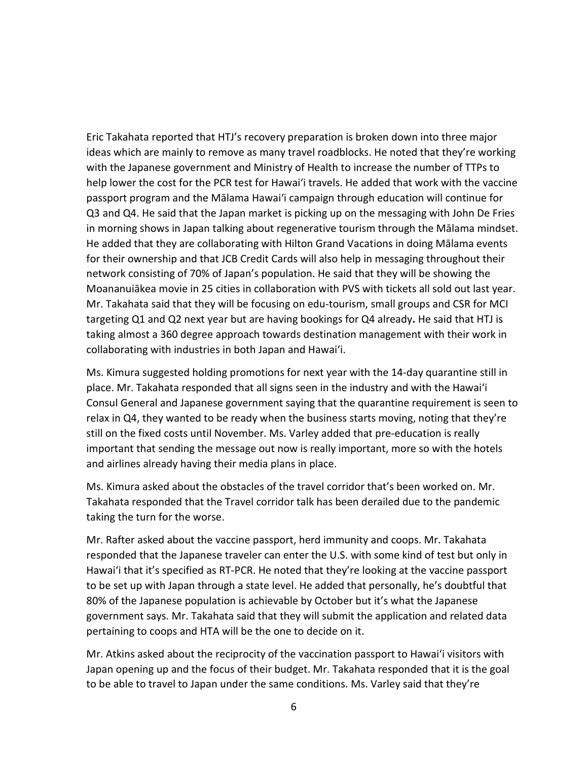Eric Takahata reported that HTJ's recovery preparation is broken down into three major ideas which are mainly to remove as many travel roadblocks. He noted that they're working with the Japanese government and Ministry of Health to increase the number of TTPs to help lower the cost for the PCR test for Hawai'i travels. He added that work with the vaccine passport program and the Mālama Hawai'i campaign through education will continue for Q3 and Q4. He said that the Japan market is picking up on the messaging with John De Fries in morning shows in Japan talking about regenerative tourism through the Mālama mindset. He added that they are collaborating with Hilton Grand Vacations in doing Mālama events for their ownership and that JCB Credit Cards will also help in messaging throughout their network consisting of 70% of Japan's population. He said that they will be showing the Moananuiākea movie in 25 cities in collaboration with PVS with tickets all sold out last year. Mr. Takahata said that they will be focusing on edu-tourism, small groups and CSR for MCI targeting Q1 and Q2 next year but are having bookings for Q4 already**.** He said that HTJ is taking almost a 360 degree approach towards destination management with their work in collaborating with industries in both Japan and Hawai'i.

Ms. Kimura suggested holding promotions for next year with the 14-day quarantine still in place. Mr. Takahata responded that all signs seen in the industry and with the Hawai'i Consul General and Japanese government saying that the quarantine requirement is seen to relax in Q4, they wanted to be ready when the business starts moving, noting that they're still on the fixed costs until November. Ms. Varley added that pre-education is really important that sending the message out now is really important, more so with the hotels and airlines already having their media plans in place.

Ms. Kimura asked about the obstacles of the travel corridor that's been worked on. Mr. Takahata responded that the Travel corridor talk has been derailed due to the pandemic taking the turn for the worse.

Mr. Rafter asked about the vaccine passport, herd immunity and coops. Mr. Takahata responded that the Japanese traveler can enter the U.S. with some kind of test but only in Hawai'i that it's specified as RT-PCR. He noted that they're looking at the vaccine passport to be set up with Japan through a state level. He added that personally, he's doubtful that 80% of the Japanese population is achievable by October but it's what the Japanese government says. Mr. Takahata said that they will submit the application and related data pertaining to coops and HTA will be the one to decide on it.

Mr. Atkins asked about the reciprocity of the vaccination passport to Hawai'i visitors with Japan opening up and the focus of their budget. Mr. Takahata responded that it is the goal to be able to travel to Japan under the same conditions. Ms. Varley said that they're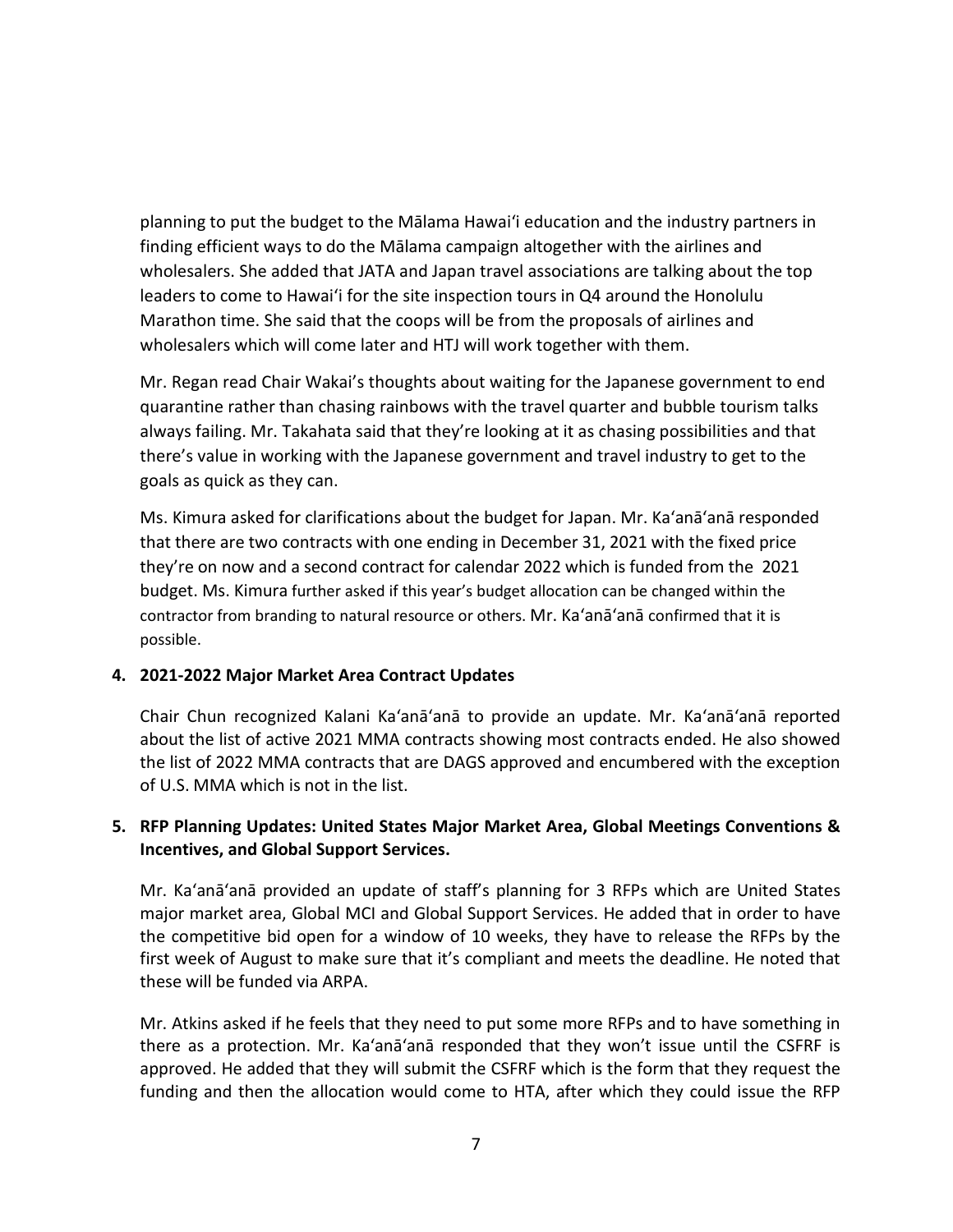planning to put the budget to the Mālama Hawaiʻi education and the industry partners in finding efficient ways to do the Mālama campaign altogether with the airlines and wholesalers. She added that JATA and Japan travel associations are talking about the top leaders to come to Hawaiʻi for the site inspection tours in Q4 around the Honolulu Marathon time. She said that the coops will be from the proposals of airlines and wholesalers which will come later and HTJ will work together with them.

Mr. Regan read Chair Wakai's thoughts about waiting for the Japanese government to end quarantine rather than chasing rainbows with the travel quarter and bubble tourism talks always failing. Mr. Takahata said that they're looking at it as chasing possibilities and that there's value in working with the Japanese government and travel industry to get to the goals as quick as they can.

Ms. Kimura asked for clarifications about the budget for Japan. Mr. Kaʻanāʻanā responded that there are two contracts with one ending in December 31, 2021 with the fixed price they're on now and a second contract for calendar 2022 which is funded from the 2021 budget. Ms. Kimura further asked if this year's budget allocation can be changed within the contractor from branding to natural resource or others. Mr. Kaʻanāʻanā confirmed that it is possible.

**4. 2021-2022 Major Market Area Contract Updates**

Chair Chun recognized Kalani Kaʻanāʻanā to provide an update. Mr. Kaʻanāʻanā reported about the list of active 2021 MMA contracts showing most contracts ended. He also showed the list of 2022 MMA contracts that are DAGS approved and encumbered with the exception of U.S. MMA which is not in the list.

**5. RFP Planning Updates: United States Major Market Area, Global Meetings Conventions & Incentives, and Global Support Services.**

Mr. Kaʻanāʻanā provided an update of staff's planning for 3 RFPs which are United States major market area, Global MCI and Global Support Services. He added that in order to have the competitive bid open for a window of 10 weeks, they have to release the RFPs by the first week of August to make sure that it's compliant and meets the deadline. He noted that these will be funded via ARPA.

Mr. Atkins asked if he feels that they need to put some more RFPs and to have something in there as a protection. Mr. Kaʻanāʻanā responded that they won't issue until the CSFRF is approved. He added that they will submit the CSFRF which is the form that they request the funding and then the allocation would come to HTA, after which they could issue the RFP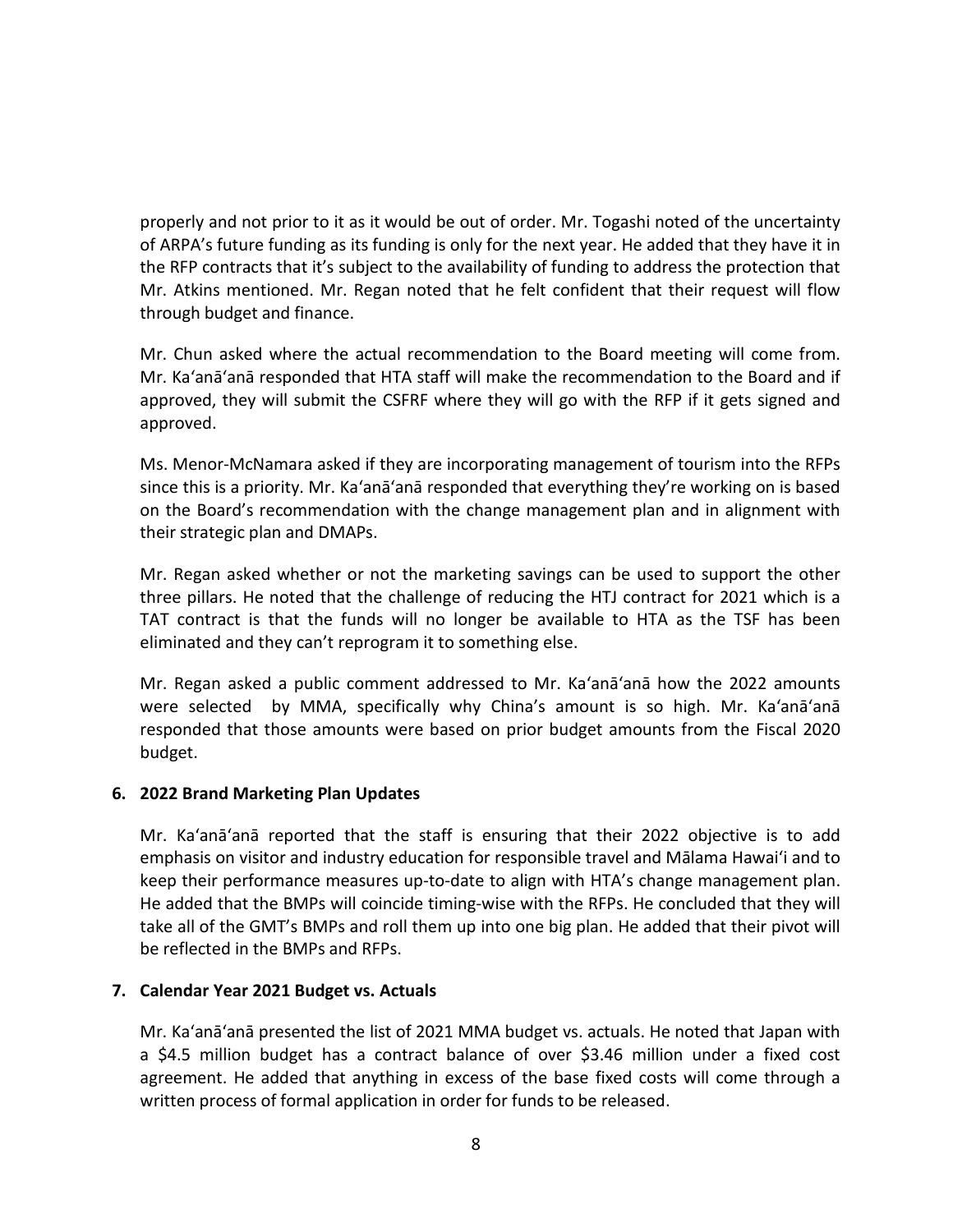properly and not prior to it as it would be out of order. Mr. Togashi noted of the uncertainty of ARPA's future funding as its funding is only for the next year. He added that they have it in the RFP contracts that it's subject to the availability of funding to address the protection that Mr. Atkins mentioned. Mr. Regan noted that he felt confident that their request will flow through budget and finance.

Mr. Chun asked where the actual recommendation to the Board meeting will come from. Mr. Ka'anā'anā responded that HTA staff will make the recommendation to the Board and if approved, they will submit the CSFRF where they will go with the RFP if it gets signed and approved.

Ms. Menor-McNamara asked if they are incorporating management of tourism into the RFPs since this is a priority. Mr. Ka'anā'anā responded that everything they're working on is based on the Board's recommendation with the change management plan and in alignment with their strategic plan and DMAPs.

Mr. Regan asked whether or not the marketing savings can be used to support the other three pillars. He noted that the challenge of reducing the HTJ contract for 2021 which is a TAT contract is that the funds will no longer be available to HTA as the TSF has been eliminated and they can't reprogram it to something else.

Mr. Regan asked a public comment addressed to Mr. Ka'anā'anā how the 2022 amounts were selected by MMA, specifically why China's amount is so high. Mr. Ka'anā'anā responded that those amounts were based on prior budget amounts from the Fiscal 2020 budget.

### 6. 2022 Brand Marketing Plan Updates

Mr. Ka'anā'anā reported that the staff is ensuring that their 2022 objective is to add emphasis on visitor and industry education for responsible travel and Mālama Hawai'i and to keep their performance measures up-to-date to align with HTA's change management plan. He added that the BMPs will coincide timing-wise with the RFPs. He concluded that they will take all of the GMT's BMPs and roll them up into one big plan. He added that their pivot will be reflected in the BMPs and RFPs.

### 7. Calendar Year 2021 Budget vs. Actuals

Mr. Ka'anā'anā presented the list of 2021 MMA budget vs. actuals. He noted that Japan with a $4.5 million budget has a contract balance of over $3.46 million under a fixed cost agreement. He added that anything in excess of the base fixed costs will come through a written process of formal application in order for funds to be released.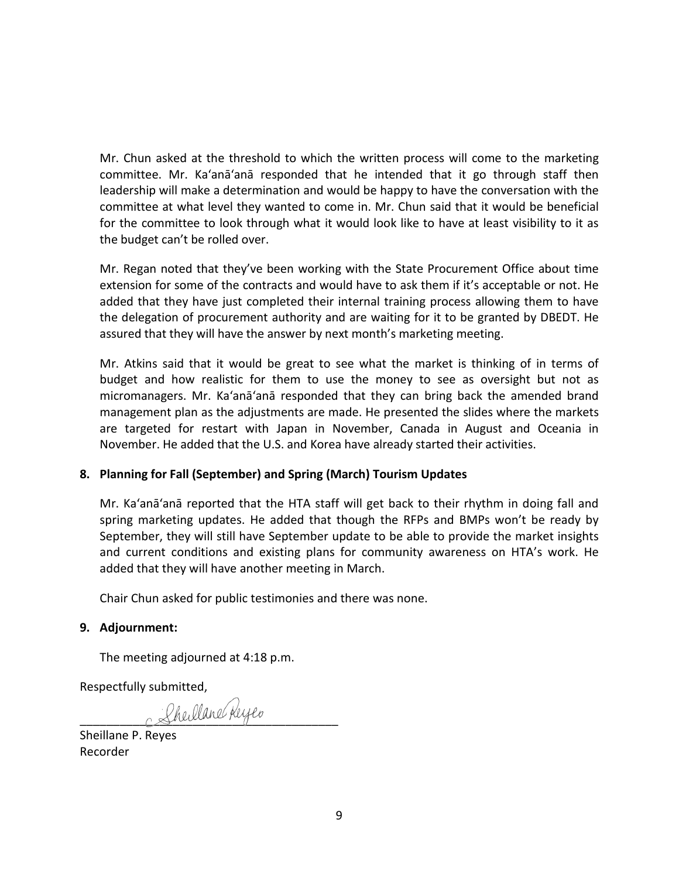Mr. Chun asked at the threshold to which the written process will come to the marketing committee. Mr. Ka'anā'anā responded that he intended that it go through staff then leadership will make a determination and would be happy to have the conversation with the committee at what level they wanted to come in. Mr. Chun said that it would be beneficial for the committee to look through what it would look like to have at least visibility to it as the budget can't be rolled over.

Mr. Regan noted that they've been working with the State Procurement Office about time extension for some of the contracts and would have to ask them if it's acceptable or not. He added that they have just completed their internal training process allowing them to have the delegation of procurement authority and are waiting for it to be granted by DBEDT. He assured that they will have the answer by next month's marketing meeting.

Mr. Atkins said that it would be great to see what the market is thinking of in terms of budget and how realistic for them to use the money to see as oversight but not as micromanagers. Mr. Ka'anā'anā responded that they can bring back the amended brand management plan as the adjustments are made. He presented the slides where the markets are targeted for restart with Japan in November, Canada in August and Oceania in November. He added that the U.S. and Korea have already started their activities.

**8. Planning for Fall (September) and Spring (March) Tourism Updates**

Mr. Ka'anā'anā reported that the HTA staff will get back to their rhythm in doing fall and spring marketing updates. He added that though the RFPs and BMPs won't be ready by September, they will still have September update to be able to provide the market insights and current conditions and existing plans for community awareness on HTA's work. He added that they will have another meeting in March.

Chair Chun asked for public testimonies and there was none.

**9. Adjournment:**

The meeting adjourned at 4:18 p.m.

Respectfully submitted,

Sheillane Reyes

Sheillane P. Reyes
Recorder